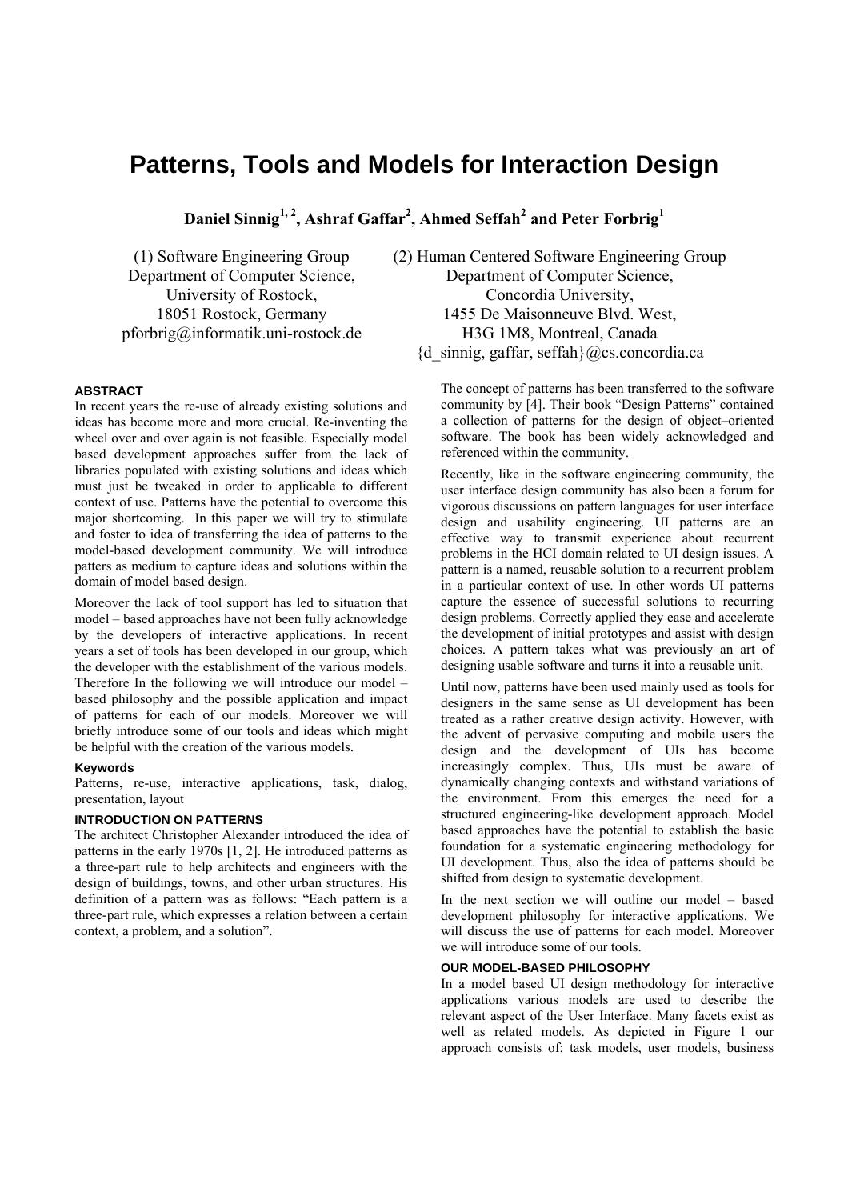# Patterns, Tools and Models for Interaction Design

**Daniel Sinnig[1, 2], Ashraf Gaffar[2], Ahmed Seffah[2] and Peter Forbrig[1]**

(1) Software Engineering Group
Department of Computer Science,
University of Rostock,
18051 Rostock, Germany
pforbrig@informatik.uni-rostock.de

(2) Human Centered Software Engineering Group
Department of Computer Science,
Concordia University,
1455 De Maisonneuve Blvd. West,
H3G 1M8, Montreal, Canada
{d_sinnig, gaffar, seffah}@cs.concordia.ca

### ABSTRACT

In recent years the re-use of already existing solutions and ideas has become more and more crucial. Re-inventing the wheel over and over again is not feasible. Especially model based development approaches suffer from the lack of libraries populated with existing solutions and ideas which must just be tweaked in order to applicable to different context of use. Patterns have the potential to overcome this major shortcoming. In this paper we will try to stimulate and foster to idea of transferring the idea of patterns to the model-based development community. We will introduce patters as medium to capture ideas and solutions within the domain of model based design.

Moreover the lack of tool support has led to situation that model – based approaches have not been fully acknowledge by the developers of interactive applications. In recent years a set of tools has been developed in our group, which the developer with the establishment of the various models. Therefore In the following we will introduce our model – based philosophy and the possible application and impact of patterns for each of our models. Moreover we will briefly introduce some of our tools and ideas which might be helpful with the creation of the various models.

### Keywords

Patterns, re-use, interactive applications, task, dialog, presentation, layout

### INTRODUCTION ON PATTERNS

The architect Christopher Alexander introduced the idea of patterns in the early 1970s [1, 2]. He introduced patterns as a three-part rule to help architects and engineers with the design of buildings, towns, and other urban structures. His definition of a pattern was as follows: "Each pattern is a three-part rule, which expresses a relation between a certain context, a problem, and a solution".

The concept of patterns has been transferred to the software community by [4]. Their book "Design Patterns" contained a collection of patterns for the design of object–oriented software. The book has been widely acknowledged and referenced within the community.

Recently, like in the software engineering community, the user interface design community has also been a forum for vigorous discussions on pattern languages for user interface design and usability engineering. UI patterns are an effective way to transmit experience about recurrent problems in the HCI domain related to UI design issues. A pattern is a named, reusable solution to a recurrent problem in a particular context of use. In other words UI patterns capture the essence of successful solutions to recurring design problems. Correctly applied they ease and accelerate the development of initial prototypes and assist with design choices. A pattern takes what was previously an art of designing usable software and turns it into a reusable unit.

Until now, patterns have been used mainly used as tools for designers in the same sense as UI development has been treated as a rather creative design activity. However, with the advent of pervasive computing and mobile users the design and the development of UIs has become increasingly complex. Thus, UIs must be aware of dynamically changing contexts and withstand variations of the environment. From this emerges the need for a structured engineering-like development approach. Model based approaches have the potential to establish the basic foundation for a systematic engineering methodology for UI development. Thus, also the idea of patterns should be shifted from design to systematic development.

In the next section we will outline our model – based development philosophy for interactive applications. We will discuss the use of patterns for each model. Moreover we will introduce some of our tools.

### OUR MODEL-BASED PHILOSOPHY

In a model based UI design methodology for interactive applications various models are used to describe the relevant aspect of the User Interface. Many facets exist as well as related models. As depicted in Figure 1 our approach consists of: task models, user models, business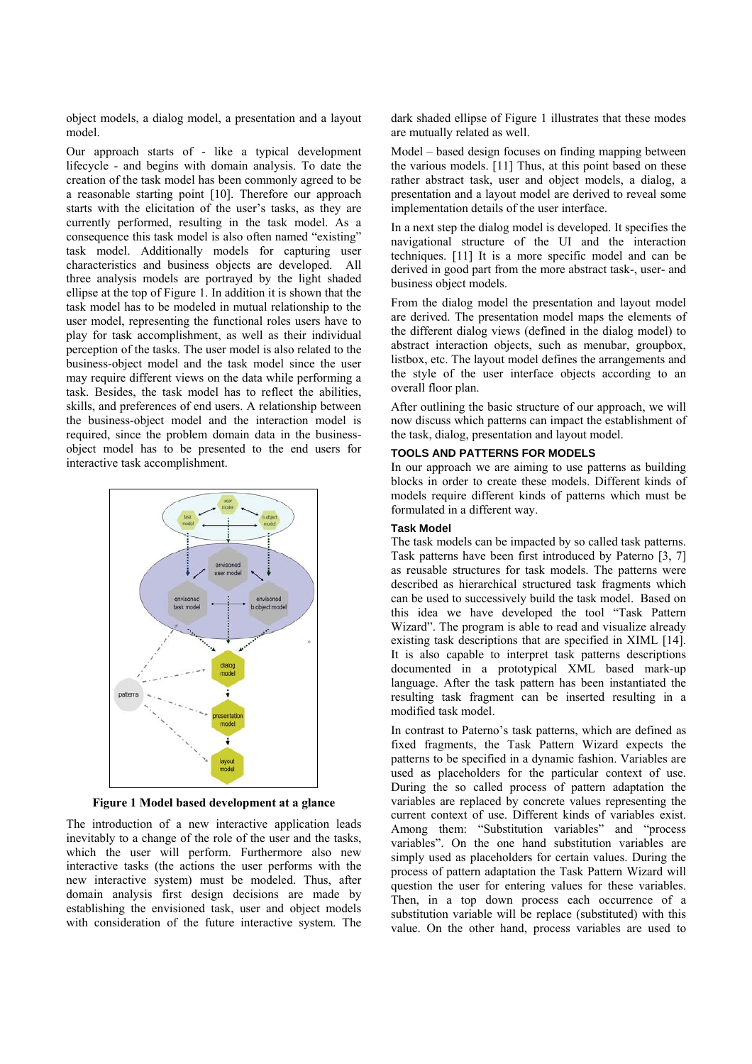object models, a dialog model, a presentation and a layout model.

Our approach starts of - like a typical development lifecycle - and begins with domain analysis. To date the creation of the task model has been commonly agreed to be a reasonable starting point [10]. Therefore our approach starts with the elicitation of the user's tasks, as they are currently performed, resulting in the task model. As a consequence this task model is also often named "existing" task model. Additionally models for capturing user characteristics and business objects are developed. All three analysis models are portrayed by the light shaded ellipse at the top of Figure 1. In addition it is shown that the task model has to be modeled in mutual relationship to the user model, representing the functional roles users have to play for task accomplishment, as well as their individual perception of the tasks. The user model is also related to the business-object model and the task model since the user may require different views on the data while performing a task. Besides, the task model has to reflect the abilities, skills, and preferences of end users. A relationship between the business-object model and the interaction model is required, since the problem domain data in the business-object model has to be presented to the end users for interactive task accomplishment.

**Figure 1 Model based development at a glance**

The introduction of a new interactive application leads inevitably to a change of the role of the user and the tasks, which the user will perform. Furthermore also new interactive tasks (the actions the user performs with the new interactive system) must be modeled. Thus, after domain analysis first design decisions are made by establishing the envisioned task, user and object models with consideration of the future interactive system. The dark shaded ellipse of Figure 1 illustrates that these modes are mutually related as well.

Model – based design focuses on finding mapping between the various models. [11] Thus, at this point based on these rather abstract task, user and object models, a dialog, a presentation and a layout model are derived to reveal some implementation details of the user interface.

In a next step the dialog model is developed. It specifies the navigational structure of the UI and the interaction techniques. [11] It is a more specific model and can be derived in good part from the more abstract task-, user- and business object models.

From the dialog model the presentation and layout model are derived. The presentation model maps the elements of the different dialog views (defined in the dialog model) to abstract interaction objects, such as menubar, groupbox, listbox, etc. The layout model defines the arrangements and the style of the user interface objects according to an overall floor plan.

After outlining the basic structure of our approach, we will now discuss which patterns can impact the establishment of the task, dialog, presentation and layout model.

## TOOLS AND PATTERNS FOR MODELS

In our approach we are aiming to use patterns as building blocks in order to create these models. Different kinds of models require different kinds of patterns which must be formulated in a different way.

### Task Model

The task models can be impacted by so called task patterns. Task patterns have been first introduced by Paterno [3, 7] as reusable structures for task models. The patterns were described as hierarchical structured task fragments which can be used to successively build the task model. Based on this idea we have developed the tool "Task Pattern Wizard". The program is able to read and visualize already existing task descriptions that are specified in XIML [14]. It is also capable to interpret task patterns descriptions documented in a prototypical XML based mark-up language. After the task pattern has been instantiated the resulting task fragment can be inserted resulting in a modified task model.

In contrast to Paterno's task patterns, which are defined as fixed fragments, the Task Pattern Wizard expects the patterns to be specified in a dynamic fashion. Variables are used as placeholders for the particular context of use. During the so called process of pattern adaptation the variables are replaced by concrete values representing the current context of use. Different kinds of variables exist. Among them: "Substitution variables" and "process variables". On the one hand substitution variables are simply used as placeholders for certain values. During the process of pattern adaptation the Task Pattern Wizard will question the user for entering values for these variables. Then, in a top down process each occurrence of a substitution variable will be replace (substituted) with this value. On the other hand, process variables are used to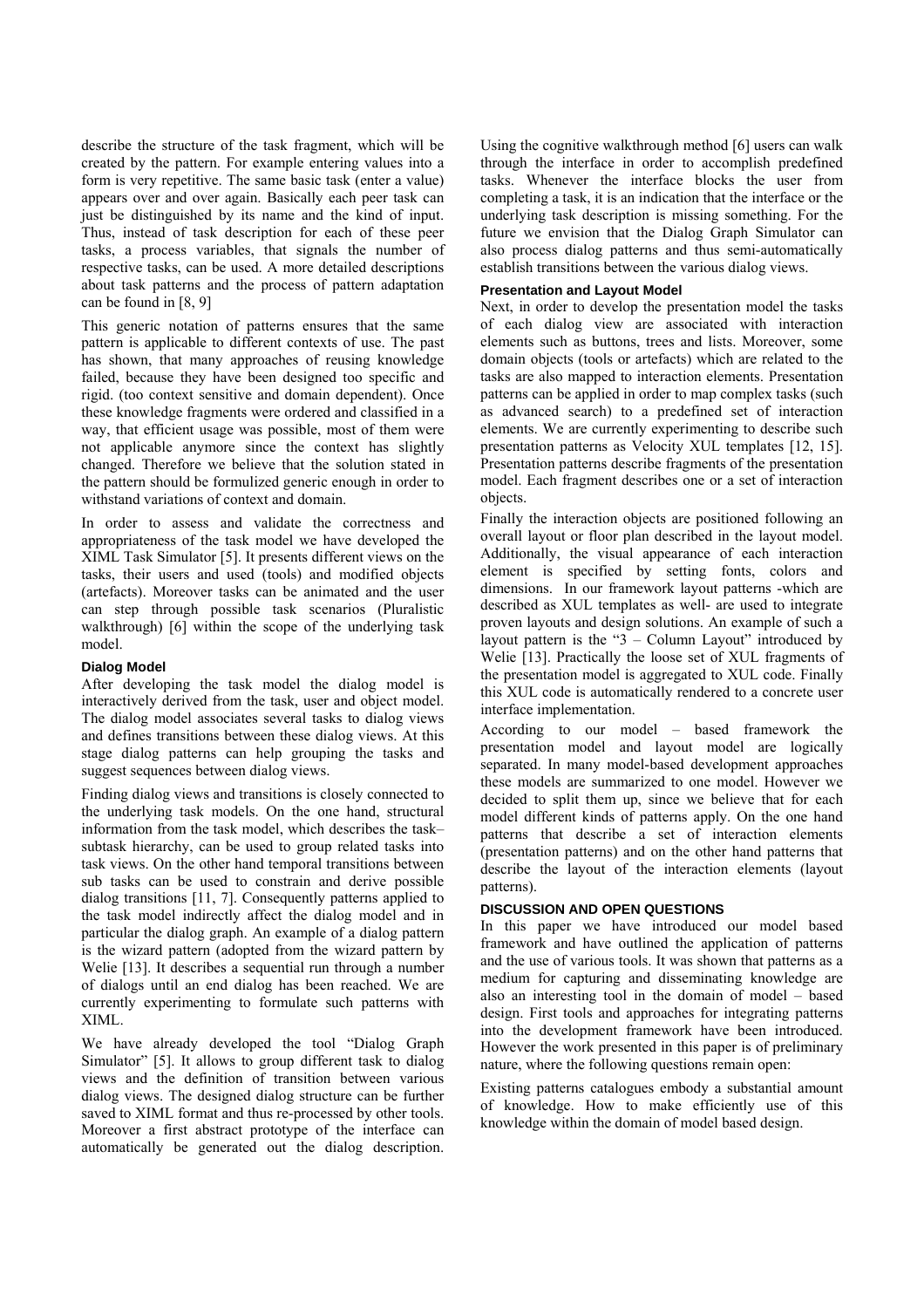describe the structure of the task fragment, which will be created by the pattern. For example entering values into a form is very repetitive. The same basic task (enter a value) appears over and over again. Basically each peer task can just be distinguished by its name and the kind of input. Thus, instead of task description for each of these peer tasks, a process variables, that signals the number of respective tasks, can be used. A more detailed descriptions about task patterns and the process of pattern adaptation can be found in [8, 9]

This generic notation of patterns ensures that the same pattern is applicable to different contexts of use. The past has shown, that many approaches of reusing knowledge failed, because they have been designed too specific and rigid. (too context sensitive and domain dependent). Once these knowledge fragments were ordered and classified in a way, that efficient usage was possible, most of them were not applicable anymore since the context has slightly changed. Therefore we believe that the solution stated in the pattern should be formulized generic enough in order to withstand variations of context and domain.

In order to assess and validate the correctness and appropriateness of the task model we have developed the XIML Task Simulator [5]. It presents different views on the tasks, their users and used (tools) and modified objects (artefacts). Moreover tasks can be animated and the user can step through possible task scenarios (Pluralistic walkthrough) [6] within the scope of the underlying task model.

#### Dialog Model

After developing the task model the dialog model is interactively derived from the task, user and object model. The dialog model associates several tasks to dialog views and defines transitions between these dialog views. At this stage dialog patterns can help grouping the tasks and suggest sequences between dialog views.

Finding dialog views and transitions is closely connected to the underlying task models. On the one hand, structural information from the task model, which describes the task–subtask hierarchy, can be used to group related tasks into task views. On the other hand temporal transitions between sub tasks can be used to constrain and derive possible dialog transitions [11, 7]. Consequently patterns applied to the task model indirectly affect the dialog model and in particular the dialog graph. An example of a dialog pattern is the wizard pattern (adopted from the wizard pattern by Welie [13]. It describes a sequential run through a number of dialogs until an end dialog has been reached. We are currently experimenting to formulate such patterns with XIML.

We have already developed the tool "Dialog Graph Simulator" [5]. It allows to group different task to dialog views and the definition of transition between various dialog views. The designed dialog structure can be further saved to XIML format and thus re-processed by other tools. Moreover a first abstract prototype of the interface can automatically be generated out the dialog description. Using the cognitive walkthrough method [6] users can walk through the interface in order to accomplish predefined tasks. Whenever the interface blocks the user from completing a task, it is an indication that the interface or the underlying task description is missing something. For the future we envision that the Dialog Graph Simulator can also process dialog patterns and thus semi-automatically establish transitions between the various dialog views.

#### Presentation and Layout Model

Next, in order to develop the presentation model the tasks of each dialog view are associated with interaction elements such as buttons, trees and lists. Moreover, some domain objects (tools or artefacts) which are related to the tasks are also mapped to interaction elements. Presentation patterns can be applied in order to map complex tasks (such as advanced search) to a predefined set of interaction elements. We are currently experimenting to describe such presentation patterns as Velocity XUL templates [12, 15]. Presentation patterns describe fragments of the presentation model. Each fragment describes one or a set of interaction objects.

Finally the interaction objects are positioned following an overall layout or floor plan described in the layout model. Additionally, the visual appearance of each interaction element is specified by setting fonts, colors and dimensions. In our framework layout patterns -which are described as XUL templates as well- are used to integrate proven layouts and design solutions. An example of such a layout pattern is the "3 – Column Layout" introduced by Welie [13]. Practically the loose set of XUL fragments of the presentation model is aggregated to XUL code. Finally this XUL code is automatically rendered to a concrete user interface implementation.

According to our model – based framework the presentation model and layout model are logically separated. In many model-based development approaches these models are summarized to one model. However we decided to split them up, since we believe that for each model different kinds of patterns apply. On the one hand patterns that describe a set of interaction elements (presentation patterns) and on the other hand patterns that describe the layout of the interaction elements (layout patterns).

### DISCUSSION AND OPEN QUESTIONS

In this paper we have introduced our model based framework and have outlined the application of patterns and the use of various tools. It was shown that patterns as a medium for capturing and disseminating knowledge are also an interesting tool in the domain of model – based design. First tools and approaches for integrating patterns into the development framework have been introduced. However the work presented in this paper is of preliminary nature, where the following questions remain open:

Existing patterns catalogues embody a substantial amount of knowledge. How to make efficiently use of this knowledge within the domain of model based design.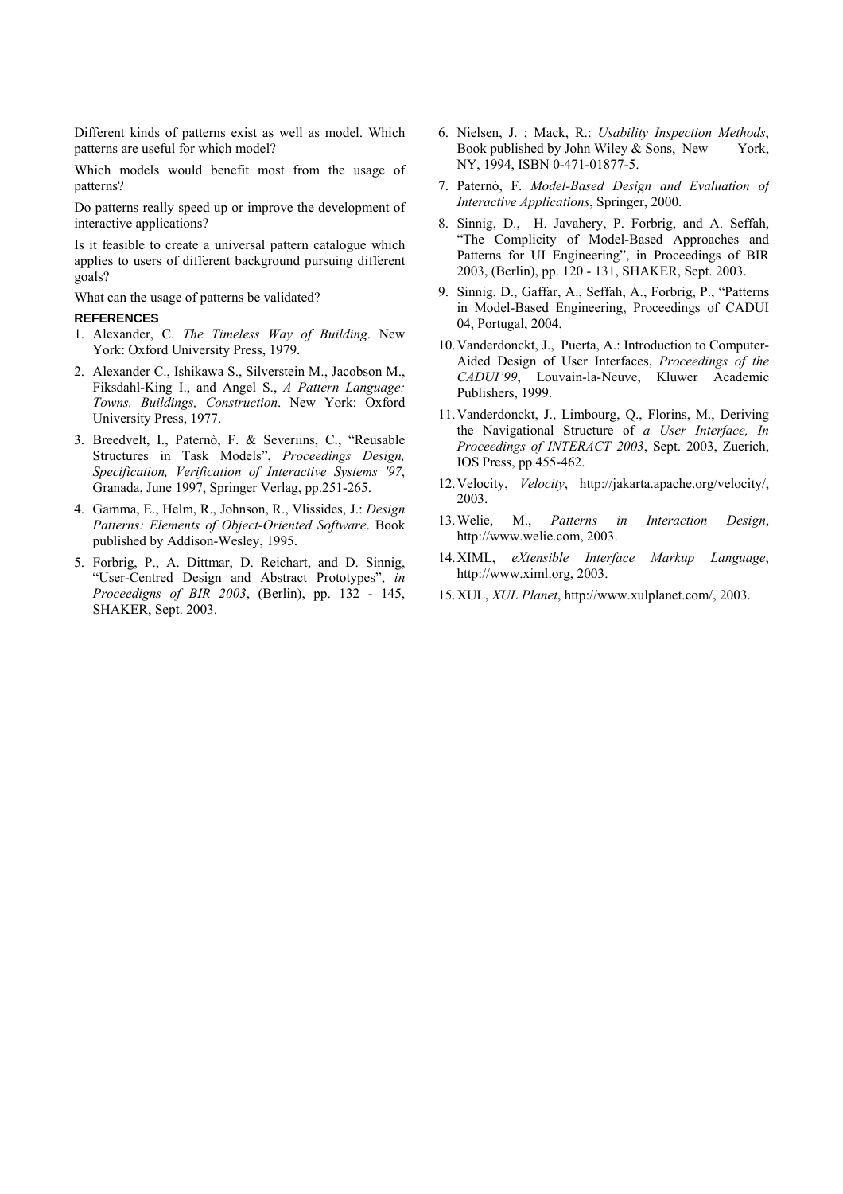Different kinds of patterns exist as well as model. Which patterns are useful for which model?

Which models would benefit most from the usage of patterns?

Do patterns really speed up or improve the development of interactive applications?

Is it feasible to create a universal pattern catalogue which applies to users of different background pursuing different goals?

What can the usage of patterns be validated?

## REFERENCES

1. Alexander, C. *The Timeless Way of Building*. New York: Oxford University Press, 1979.
2. Alexander C., Ishikawa S., Silverstein M., Jacobson M., Fiksdahl-King I., and Angel S., *A Pattern Language: Towns, Buildings, Construction*. New York: Oxford University Press, 1977.
3. Breedvelt, I., Paternò, F. & Severiins, C., "Reusable Structures in Task Models", *Proceedings Design, Specification, Verification of Interactive Systems '97*, Granada, June 1997, Springer Verlag, pp.251-265.
4. Gamma, E., Helm, R., Johnson, R., Vlissides, J.: *Design Patterns: Elements of Object-Oriented Software*. Book published by Addison-Wesley, 1995.
5. Forbrig, P., A. Dittmar, D. Reichart, and D. Sinnig, "User-Centred Design and Abstract Prototypes", *in Proceedigns of BIR 2003*, (Berlin), pp. 132 - 145, SHAKER, Sept. 2003.
6. Nielsen, J. ; Mack, R.: *Usability Inspection Methods*, Book published by John Wiley & Sons, New York, NY, 1994, ISBN 0-471-01877-5.
7. Paternó, F. *Model-Based Design and Evaluation of Interactive Applications*, Springer, 2000.
8. Sinnig, D., H. Javahery, P. Forbrig, and A. Seffah, "The Complicity of Model-Based Approaches and Patterns for UI Engineering", in Proceedings of BIR 2003, (Berlin), pp. 120 - 131, SHAKER, Sept. 2003.
9. Sinnig. D., Gaffar, A., Seffah, A., Forbrig, P., "Patterns in Model-Based Engineering, Proceedings of CADUI 04, Portugal, 2004.
10. Vanderdonckt, J., Puerta, A.: Introduction to Computer-Aided Design of User Interfaces, *Proceedings of the CADUI'99*, Louvain-la-Neuve, Kluwer Academic Publishers, 1999.
11. Vanderdonckt, J., Limbourg, Q., Florins, M., Deriving the Navigational Structure of *a User Interface, In Proceedings of INTERACT 2003*, Sept. 2003, Zuerich, IOS Press, pp.455-462.
12. Velocity, *Velocity*, http://jakarta.apache.org/velocity/, 2003.
13. Welie, M., *Patterns in Interaction Design*, http://www.welie.com, 2003.
14. XIML, *eXtensible Interface Markup Language*, http://www.ximl.org, 2003.
15. XUL, *XUL Planet*, http://www.xulplanet.com/, 2003.